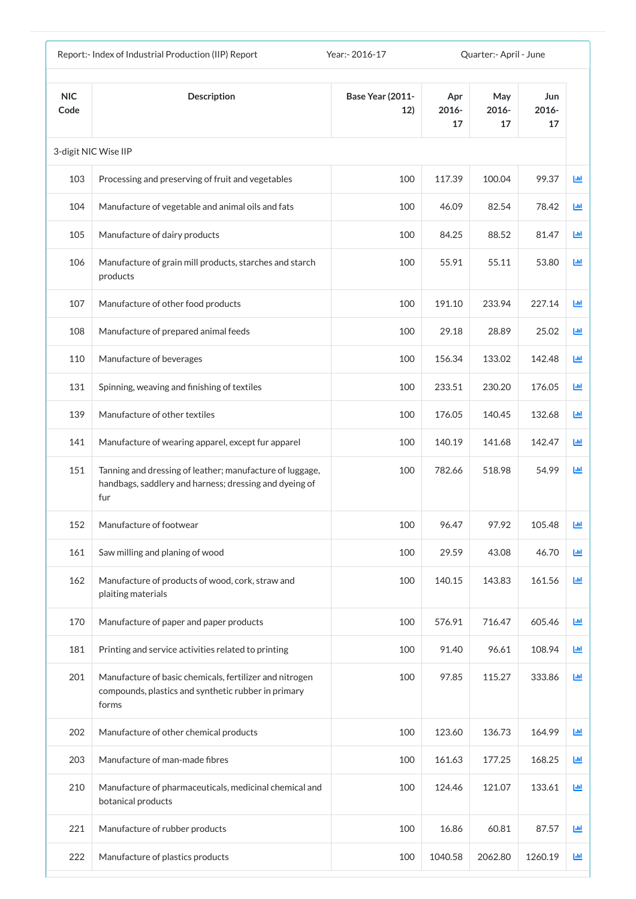Report:- Index of Industrial Production (IIP) Report | Year:- 2016-17 | Quarter:- April - June

| NIC Code | Description | Base Year (2011-12) | Apr 2016-17 | May 2016-17 | Jun 2016-17 |
|---|---|---|---|---|---|
| 3-digit NIC Wise IIP | | | | | |
| 103 | Processing and preserving of fruit and vegetables | 100 | 117.39 | 100.04 | 99.37 |
| 104 | Manufacture of vegetable and animal oils and fats | 100 | 46.09 | 82.54 | 78.42 |
| 105 | Manufacture of dairy products | 100 | 84.25 | 88.52 | 81.47 |
| 106 | Manufacture of grain mill products, starches and starch products | 100 | 55.91 | 55.11 | 53.80 |
| 107 | Manufacture of other food products | 100 | 191.10 | 233.94 | 227.14 |
| 108 | Manufacture of prepared animal feeds | 100 | 29.18 | 28.89 | 25.02 |
| 110 | Manufacture of beverages | 100 | 156.34 | 133.02 | 142.48 |
| 131 | Spinning, weaving and finishing of textiles | 100 | 233.51 | 230.20 | 176.05 |
| 139 | Manufacture of other textiles | 100 | 176.05 | 140.45 | 132.68 |
| 141 | Manufacture of wearing apparel, except fur apparel | 100 | 140.19 | 141.68 | 142.47 |
| 151 | Tanning and dressing of leather; manufacture of luggage, handbags, saddlery and harness; dressing and dyeing of fur | 100 | 782.66 | 518.98 | 54.99 |
| 152 | Manufacture of footwear | 100 | 96.47 | 97.92 | 105.48 |
| 161 | Saw milling and planing of wood | 100 | 29.59 | 43.08 | 46.70 |
| 162 | Manufacture of products of wood, cork, straw and plaiting materials | 100 | 140.15 | 143.83 | 161.56 |
| 170 | Manufacture of paper and paper products | 100 | 576.91 | 716.47 | 605.46 |
| 181 | Printing and service activities related to printing | 100 | 91.40 | 96.61 | 108.94 |
| 201 | Manufacture of basic chemicals, fertilizer and nitrogen compounds, plastics and synthetic rubber in primary forms | 100 | 97.85 | 115.27 | 333.86 |
| 202 | Manufacture of other chemical products | 100 | 123.60 | 136.73 | 164.99 |
| 203 | Manufacture of man-made fibres | 100 | 161.63 | 177.25 | 168.25 |
| 210 | Manufacture of pharmaceuticals, medicinal chemical and botanical products | 100 | 124.46 | 121.07 | 133.61 |
| 221 | Manufacture of rubber products | 100 | 16.86 | 60.81 | 87.57 |
| 222 | Manufacture of plastics products | 100 | 1040.58 | 2062.80 | 1260.19 |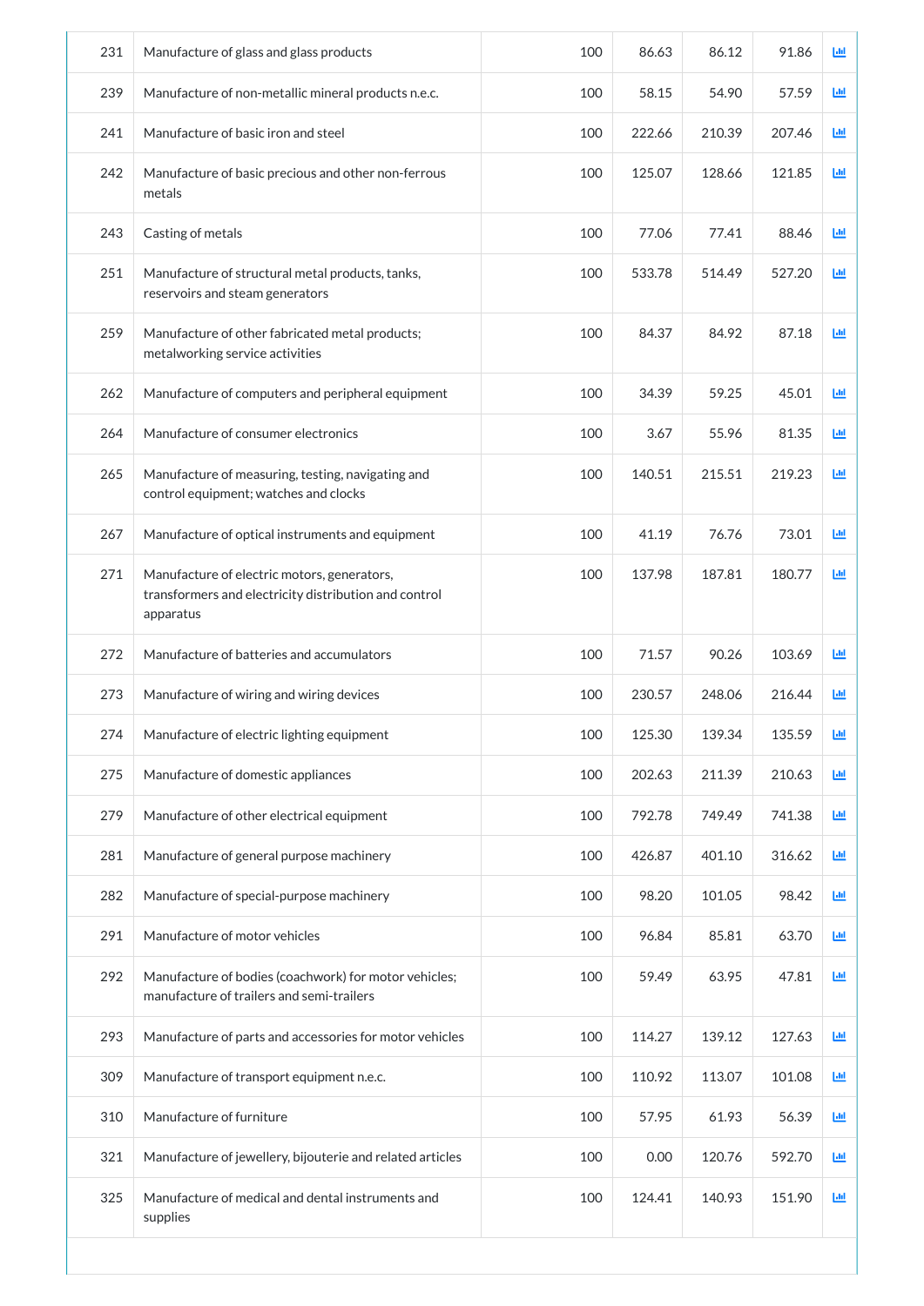| | | | | | | |
|---|---|---|---|---|---|---|
| 231 | Manufacture of glass and glass products | 100 | 86.63 | 86.12 | 91.86 | |
| 239 | Manufacture of non-metallic mineral products n.e.c. | 100 | 58.15 | 54.90 | 57.59 | |
| 241 | Manufacture of basic iron and steel | 100 | 222.66 | 210.39 | 207.46 | |
| 242 | Manufacture of basic precious and other non-ferrous metals | 100 | 125.07 | 128.66 | 121.85 | |
| 243 | Casting of metals | 100 | 77.06 | 77.41 | 88.46 | |
| 251 | Manufacture of structural metal products, tanks, reservoirs and steam generators | 100 | 533.78 | 514.49 | 527.20 | |
| 259 | Manufacture of other fabricated metal products; metalworking service activities | 100 | 84.37 | 84.92 | 87.18 | |
| 262 | Manufacture of computers and peripheral equipment | 100 | 34.39 | 59.25 | 45.01 | |
| 264 | Manufacture of consumer electronics | 100 | 3.67 | 55.96 | 81.35 | |
| 265 | Manufacture of measuring, testing, navigating and control equipment; watches and clocks | 100 | 140.51 | 215.51 | 219.23 | |
| 267 | Manufacture of optical instruments and equipment | 100 | 41.19 | 76.76 | 73.01 | |
| 271 | Manufacture of electric motors, generators, transformers and electricity distribution and control apparatus | 100 | 137.98 | 187.81 | 180.77 | |
| 272 | Manufacture of batteries and accumulators | 100 | 71.57 | 90.26 | 103.69 | |
| 273 | Manufacture of wiring and wiring devices | 100 | 230.57 | 248.06 | 216.44 | |
| 274 | Manufacture of electric lighting equipment | 100 | 125.30 | 139.34 | 135.59 | |
| 275 | Manufacture of domestic appliances | 100 | 202.63 | 211.39 | 210.63 | |
| 279 | Manufacture of other electrical equipment | 100 | 792.78 | 749.49 | 741.38 | |
| 281 | Manufacture of general purpose machinery | 100 | 426.87 | 401.10 | 316.62 | |
| 282 | Manufacture of special-purpose machinery | 100 | 98.20 | 101.05 | 98.42 | |
| 291 | Manufacture of motor vehicles | 100 | 96.84 | 85.81 | 63.70 | |
| 292 | Manufacture of bodies (coachwork) for motor vehicles; manufacture of trailers and semi-trailers | 100 | 59.49 | 63.95 | 47.81 | |
| 293 | Manufacture of parts and accessories for motor vehicles | 100 | 114.27 | 139.12 | 127.63 | |
| 309 | Manufacture of transport equipment n.e.c. | 100 | 110.92 | 113.07 | 101.08 | |
| 310 | Manufacture of furniture | 100 | 57.95 | 61.93 | 56.39 | |
| 321 | Manufacture of jewellery, bijouterie and related articles | 100 | 0.00 | 120.76 | 592.70 | |
| 325 | Manufacture of medical and dental instruments and supplies | 100 | 124.41 | 140.93 | 151.90 | |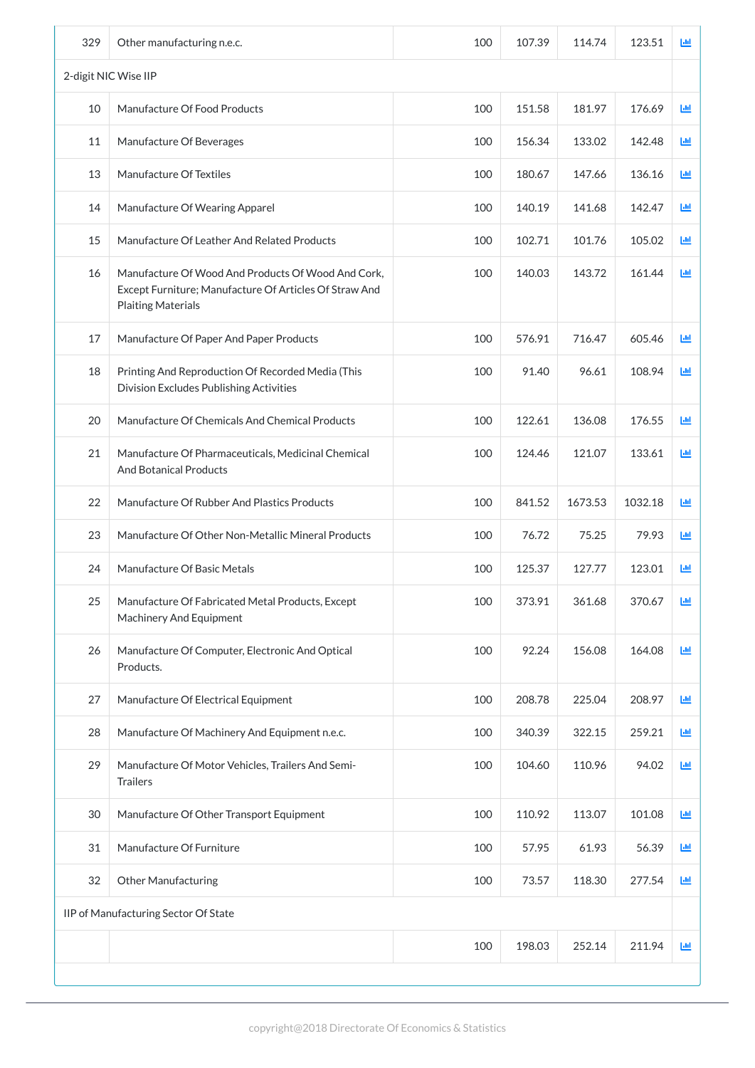| | | | | | | |
|---|---|---|---|---|---|---|
| 329 | Other manufacturing n.e.c. | 100 | 107.39 | 114.74 | 123.51 | |
| 2-digit NIC Wise IIP | | | | | | |
| 10 | Manufacture Of Food Products | 100 | 151.58 | 181.97 | 176.69 | |
| 11 | Manufacture Of Beverages | 100 | 156.34 | 133.02 | 142.48 | |
| 13 | Manufacture Of Textiles | 100 | 180.67 | 147.66 | 136.16 | |
| 14 | Manufacture Of Wearing Apparel | 100 | 140.19 | 141.68 | 142.47 | |
| 15 | Manufacture Of Leather And Related Products | 100 | 102.71 | 101.76 | 105.02 | |
| 16 | Manufacture Of Wood And Products Of Wood And Cork, Except Furniture; Manufacture Of Articles Of Straw And Plaiting Materials | 100 | 140.03 | 143.72 | 161.44 | |
| 17 | Manufacture Of Paper And Paper Products | 100 | 576.91 | 716.47 | 605.46 | |
| 18 | Printing And Reproduction Of Recorded Media (This Division Excludes Publishing Activities | 100 | 91.40 | 96.61 | 108.94 | |
| 20 | Manufacture Of Chemicals And Chemical Products | 100 | 122.61 | 136.08 | 176.55 | |
| 21 | Manufacture Of Pharmaceuticals, Medicinal Chemical And Botanical Products | 100 | 124.46 | 121.07 | 133.61 | |
| 22 | Manufacture Of Rubber And Plastics Products | 100 | 841.52 | 1673.53 | 1032.18 | |
| 23 | Manufacture Of Other Non-Metallic Mineral Products | 100 | 76.72 | 75.25 | 79.93 | |
| 24 | Manufacture Of Basic Metals | 100 | 125.37 | 127.77 | 123.01 | |
| 25 | Manufacture Of Fabricated Metal Products, Except Machinery And Equipment | 100 | 373.91 | 361.68 | 370.67 | |
| 26 | Manufacture Of Computer, Electronic And Optical Products. | 100 | 92.24 | 156.08 | 164.08 | |
| 27 | Manufacture Of Electrical Equipment | 100 | 208.78 | 225.04 | 208.97 | |
| 28 | Manufacture Of Machinery And Equipment n.e.c. | 100 | 340.39 | 322.15 | 259.21 | |
| 29 | Manufacture Of Motor Vehicles, Trailers And Semi-Trailers | 100 | 104.60 | 110.96 | 94.02 | |
| 30 | Manufacture Of Other Transport Equipment | 100 | 110.92 | 113.07 | 101.08 | |
| 31 | Manufacture Of Furniture | 100 | 57.95 | 61.93 | 56.39 | |
| 32 | Other Manufacturing | 100 | 73.57 | 118.30 | 277.54 | |
| IIP of Manufacturing Sector Of State | | | | | | |
| | | 100 | 198.03 | 252.14 | 211.94 | |

copyright@2018 Directorate Of Economics & Statistics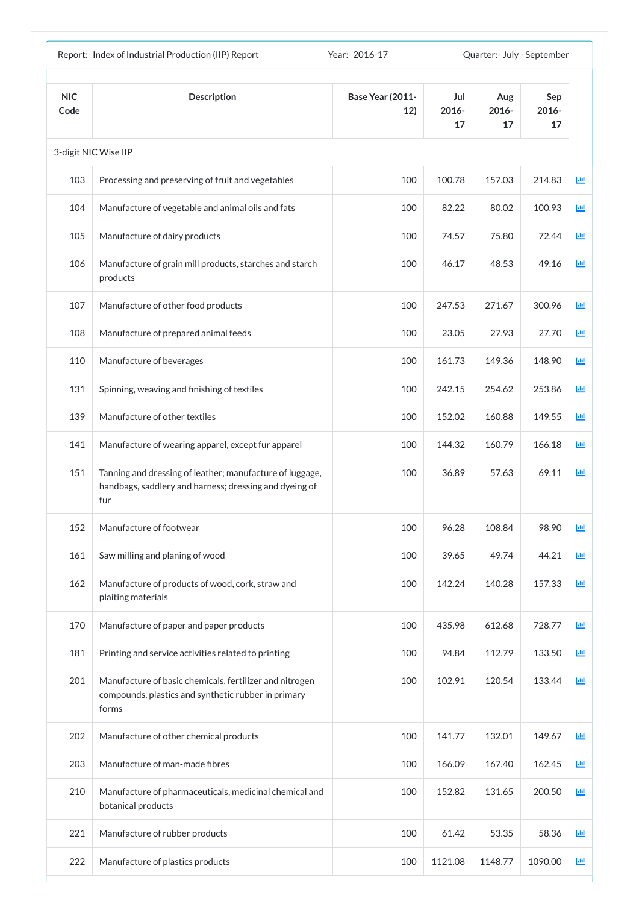Report:- Index of Industrial Production (IIP) Report | Year:- 2016-17 | Quarter:- July - September

| NIC Code | Description | Base Year (2011-12) | Jul 2016-17 | Aug 2016-17 | Sep 2016-17 |
|---|---|---|---|---|---|
| 3-digit NIC Wise IIP | | | | | |
| 103 | Processing and preserving of fruit and vegetables | 100 | 100.78 | 157.03 | 214.83 |
| 104 | Manufacture of vegetable and animal oils and fats | 100 | 82.22 | 80.02 | 100.93 |
| 105 | Manufacture of dairy products | 100 | 74.57 | 75.80 | 72.44 |
| 106 | Manufacture of grain mill products, starches and starch products | 100 | 46.17 | 48.53 | 49.16 |
| 107 | Manufacture of other food products | 100 | 247.53 | 271.67 | 300.96 |
| 108 | Manufacture of prepared animal feeds | 100 | 23.05 | 27.93 | 27.70 |
| 110 | Manufacture of beverages | 100 | 161.73 | 149.36 | 148.90 |
| 131 | Spinning, weaving and finishing of textiles | 100 | 242.15 | 254.62 | 253.86 |
| 139 | Manufacture of other textiles | 100 | 152.02 | 160.88 | 149.55 |
| 141 | Manufacture of wearing apparel, except fur apparel | 100 | 144.32 | 160.79 | 166.18 |
| 151 | Tanning and dressing of leather; manufacture of luggage, handbags, saddlery and harness; dressing and dyeing of fur | 100 | 36.89 | 57.63 | 69.11 |
| 152 | Manufacture of footwear | 100 | 96.28 | 108.84 | 98.90 |
| 161 | Saw milling and planing of wood | 100 | 39.65 | 49.74 | 44.21 |
| 162 | Manufacture of products of wood, cork, straw and plaiting materials | 100 | 142.24 | 140.28 | 157.33 |
| 170 | Manufacture of paper and paper products | 100 | 435.98 | 612.68 | 728.77 |
| 181 | Printing and service activities related to printing | 100 | 94.84 | 112.79 | 133.50 |
| 201 | Manufacture of basic chemicals, fertilizer and nitrogen compounds, plastics and synthetic rubber in primary forms | 100 | 102.91 | 120.54 | 133.44 |
| 202 | Manufacture of other chemical products | 100 | 141.77 | 132.01 | 149.67 |
| 203 | Manufacture of man-made fibres | 100 | 166.09 | 167.40 | 162.45 |
| 210 | Manufacture of pharmaceuticals, medicinal chemical and botanical products | 100 | 152.82 | 131.65 | 200.50 |
| 221 | Manufacture of rubber products | 100 | 61.42 | 53.35 | 58.36 |
| 222 | Manufacture of plastics products | 100 | 1121.08 | 1148.77 | 1090.00 |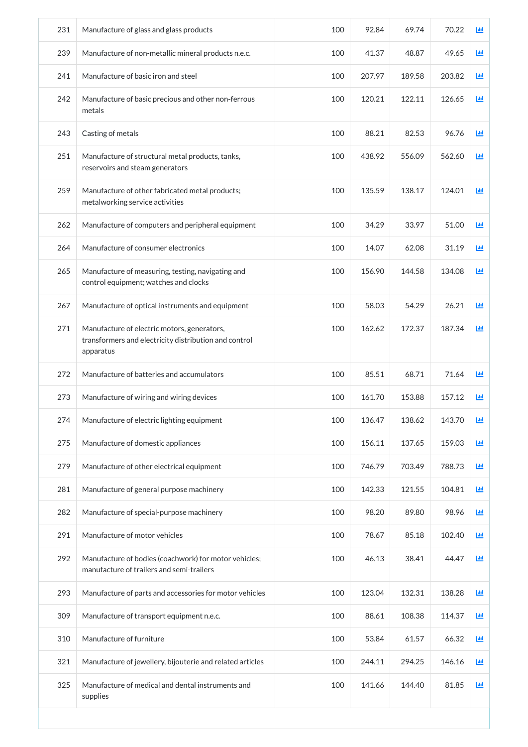| | | | | | | |
|---|---|---|---|---|---|---|
| 231 | Manufacture of glass and glass products | 100 | 92.84 | 69.74 | 70.22 | |
| 239 | Manufacture of non-metallic mineral products n.e.c. | 100 | 41.37 | 48.87 | 49.65 | |
| 241 | Manufacture of basic iron and steel | 100 | 207.97 | 189.58 | 203.82 | |
| 242 | Manufacture of basic precious and other non-ferrous metals | 100 | 120.21 | 122.11 | 126.65 | |
| 243 | Casting of metals | 100 | 88.21 | 82.53 | 96.76 | |
| 251 | Manufacture of structural metal products, tanks, reservoirs and steam generators | 100 | 438.92 | 556.09 | 562.60 | |
| 259 | Manufacture of other fabricated metal products; metalworking service activities | 100 | 135.59 | 138.17 | 124.01 | |
| 262 | Manufacture of computers and peripheral equipment | 100 | 34.29 | 33.97 | 51.00 | |
| 264 | Manufacture of consumer electronics | 100 | 14.07 | 62.08 | 31.19 | |
| 265 | Manufacture of measuring, testing, navigating and control equipment; watches and clocks | 100 | 156.90 | 144.58 | 134.08 | |
| 267 | Manufacture of optical instruments and equipment | 100 | 58.03 | 54.29 | 26.21 | |
| 271 | Manufacture of electric motors, generators, transformers and electricity distribution and control apparatus | 100 | 162.62 | 172.37 | 187.34 | |
| 272 | Manufacture of batteries and accumulators | 100 | 85.51 | 68.71 | 71.64 | |
| 273 | Manufacture of wiring and wiring devices | 100 | 161.70 | 153.88 | 157.12 | |
| 274 | Manufacture of electric lighting equipment | 100 | 136.47 | 138.62 | 143.70 | |
| 275 | Manufacture of domestic appliances | 100 | 156.11 | 137.65 | 159.03 | |
| 279 | Manufacture of other electrical equipment | 100 | 746.79 | 703.49 | 788.73 | |
| 281 | Manufacture of general purpose machinery | 100 | 142.33 | 121.55 | 104.81 | |
| 282 | Manufacture of special-purpose machinery | 100 | 98.20 | 89.80 | 98.96 | |
| 291 | Manufacture of motor vehicles | 100 | 78.67 | 85.18 | 102.40 | |
| 292 | Manufacture of bodies (coachwork) for motor vehicles; manufacture of trailers and semi-trailers | 100 | 46.13 | 38.41 | 44.47 | |
| 293 | Manufacture of parts and accessories for motor vehicles | 100 | 123.04 | 132.31 | 138.28 | |
| 309 | Manufacture of transport equipment n.e.c. | 100 | 88.61 | 108.38 | 114.37 | |
| 310 | Manufacture of furniture | 100 | 53.84 | 61.57 | 66.32 | |
| 321 | Manufacture of jewellery, bijouterie and related articles | 100 | 244.11 | 294.25 | 146.16 | |
| 325 | Manufacture of medical and dental instruments and supplies | 100 | 141.66 | 144.40 | 81.85 | |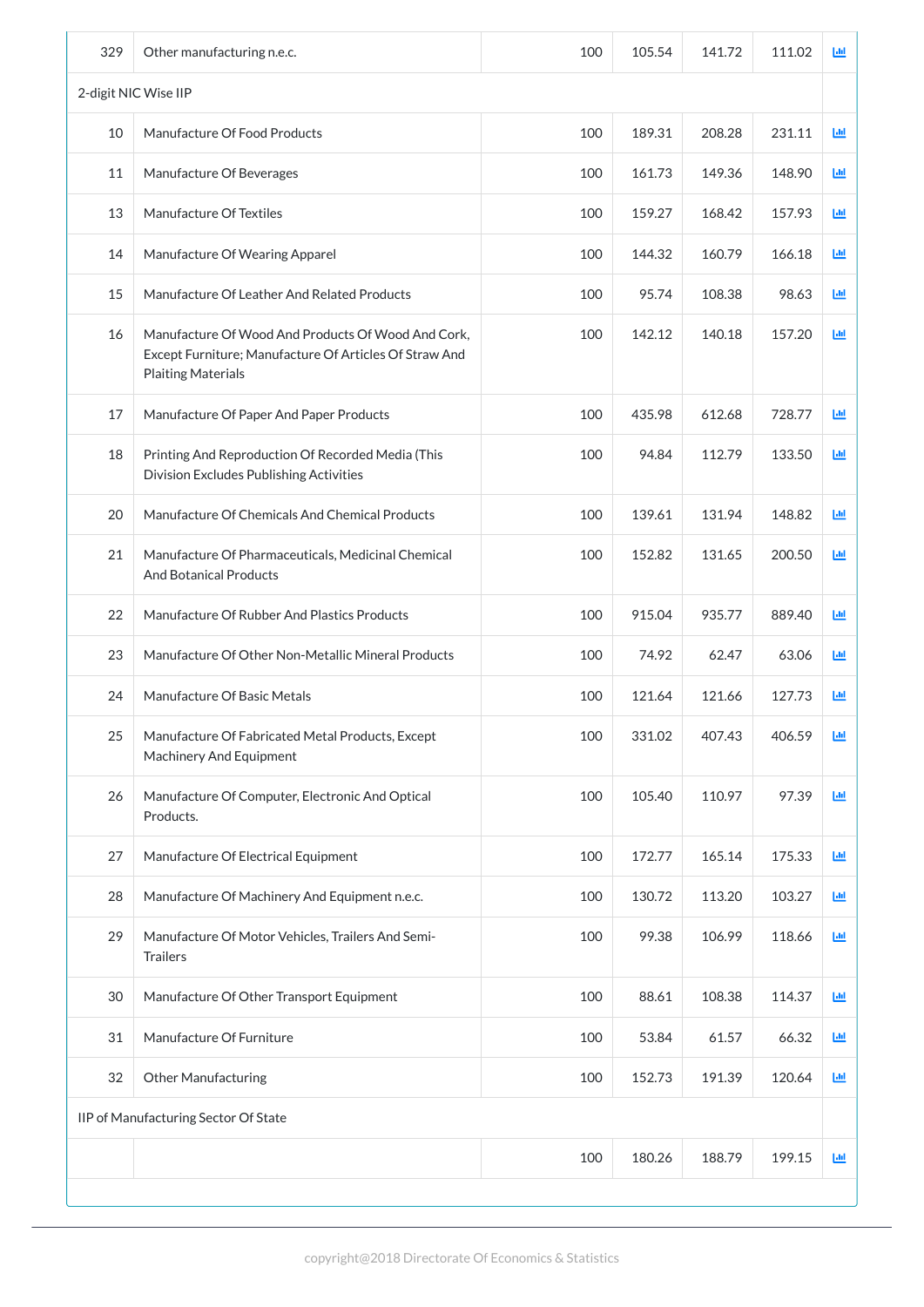| | | | | | | |
|---|---|---|---|---|---|---|
| 329 | Other manufacturing n.e.c. | 100 | 105.54 | 141.72 | 111.02 | |
| 2-digit NIC Wise IIP | | | | | | |
| 10 | Manufacture Of Food Products | 100 | 189.31 | 208.28 | 231.11 | |
| 11 | Manufacture Of Beverages | 100 | 161.73 | 149.36 | 148.90 | |
| 13 | Manufacture Of Textiles | 100 | 159.27 | 168.42 | 157.93 | |
| 14 | Manufacture Of Wearing Apparel | 100 | 144.32 | 160.79 | 166.18 | |
| 15 | Manufacture Of Leather And Related Products | 100 | 95.74 | 108.38 | 98.63 | |
| 16 | Manufacture Of Wood And Products Of Wood And Cork, Except Furniture; Manufacture Of Articles Of Straw And Plaiting Materials | 100 | 142.12 | 140.18 | 157.20 | |
| 17 | Manufacture Of Paper And Paper Products | 100 | 435.98 | 612.68 | 728.77 | |
| 18 | Printing And Reproduction Of Recorded Media (This Division Excludes Publishing Activities | 100 | 94.84 | 112.79 | 133.50 | |
| 20 | Manufacture Of Chemicals And Chemical Products | 100 | 139.61 | 131.94 | 148.82 | |
| 21 | Manufacture Of Pharmaceuticals, Medicinal Chemical And Botanical Products | 100 | 152.82 | 131.65 | 200.50 | |
| 22 | Manufacture Of Rubber And Plastics Products | 100 | 915.04 | 935.77 | 889.40 | |
| 23 | Manufacture Of Other Non-Metallic Mineral Products | 100 | 74.92 | 62.47 | 63.06 | |
| 24 | Manufacture Of Basic Metals | 100 | 121.64 | 121.66 | 127.73 | |
| 25 | Manufacture Of Fabricated Metal Products, Except Machinery And Equipment | 100 | 331.02 | 407.43 | 406.59 | |
| 26 | Manufacture Of Computer, Electronic And Optical Products. | 100 | 105.40 | 110.97 | 97.39 | |
| 27 | Manufacture Of Electrical Equipment | 100 | 172.77 | 165.14 | 175.33 | |
| 28 | Manufacture Of Machinery And Equipment n.e.c. | 100 | 130.72 | 113.20 | 103.27 | |
| 29 | Manufacture Of Motor Vehicles, Trailers And Semi-Trailers | 100 | 99.38 | 106.99 | 118.66 | |
| 30 | Manufacture Of Other Transport Equipment | 100 | 88.61 | 108.38 | 114.37 | |
| 31 | Manufacture Of Furniture | 100 | 53.84 | 61.57 | 66.32 | |
| 32 | Other Manufacturing | 100 | 152.73 | 191.39 | 120.64 | |
| IIP of Manufacturing Sector Of State | | | | | | |
| | | 100 | 180.26 | 188.79 | 199.15 | |

copyright@2018 Directorate Of Economics & Statistics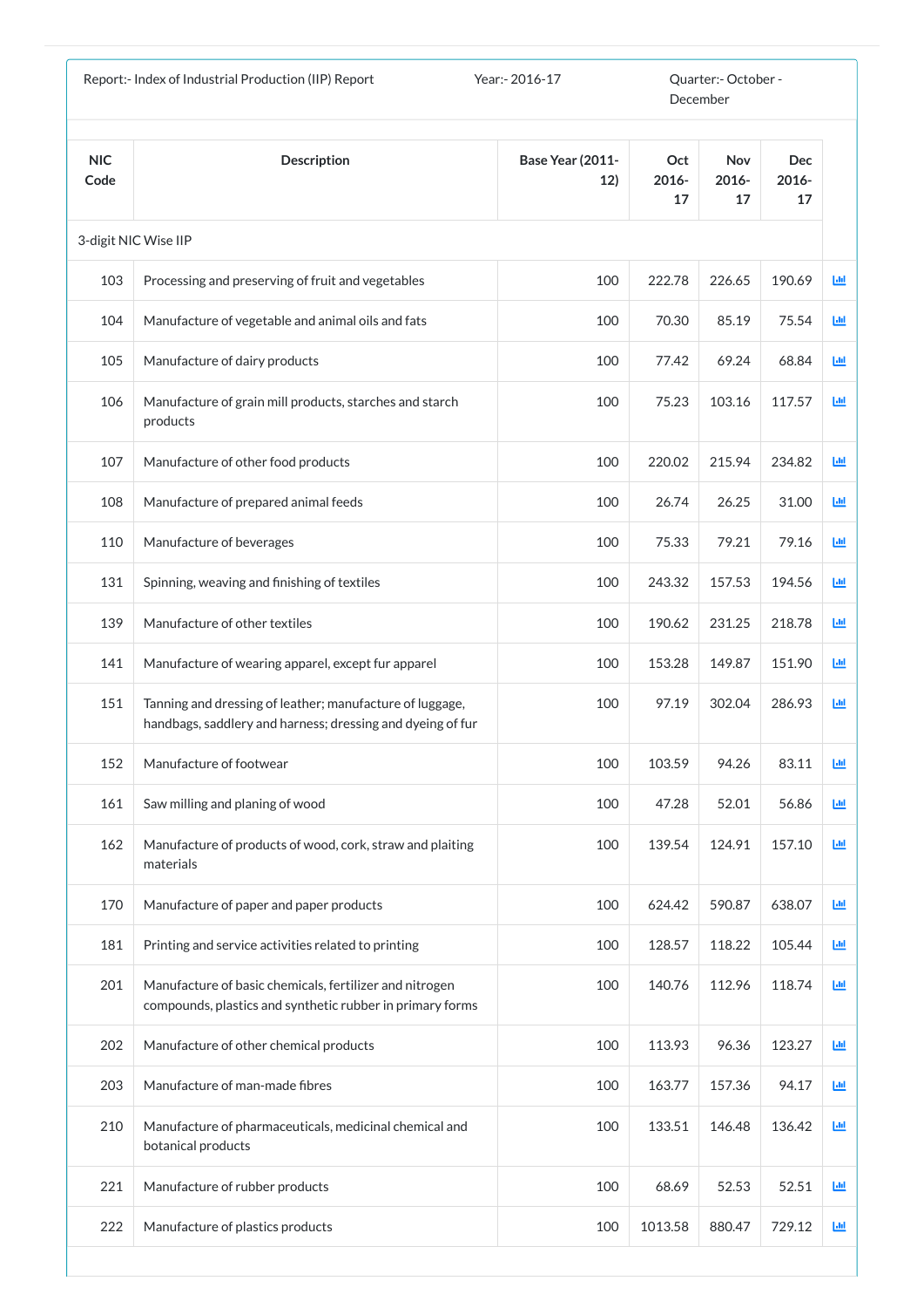Report:- Index of Industrial Production (IIP) Report | Year:- 2016-17 | Quarter:- October - December

| NIC Code | Description | Base Year (2011-12) | Oct 2016-17 | Nov 2016-17 | Dec 2016-17 |
|---|---|---|---|---|---|
| 3-digit NIC Wise IIP | | | | | |
| 103 | Processing and preserving of fruit and vegetables | 100 | 222.78 | 226.65 | 190.69 |
| 104 | Manufacture of vegetable and animal oils and fats | 100 | 70.30 | 85.19 | 75.54 |
| 105 | Manufacture of dairy products | 100 | 77.42 | 69.24 | 68.84 |
| 106 | Manufacture of grain mill products, starches and starch products | 100 | 75.23 | 103.16 | 117.57 |
| 107 | Manufacture of other food products | 100 | 220.02 | 215.94 | 234.82 |
| 108 | Manufacture of prepared animal feeds | 100 | 26.74 | 26.25 | 31.00 |
| 110 | Manufacture of beverages | 100 | 75.33 | 79.21 | 79.16 |
| 131 | Spinning, weaving and finishing of textiles | 100 | 243.32 | 157.53 | 194.56 |
| 139 | Manufacture of other textiles | 100 | 190.62 | 231.25 | 218.78 |
| 141 | Manufacture of wearing apparel, except fur apparel | 100 | 153.28 | 149.87 | 151.90 |
| 151 | Tanning and dressing of leather; manufacture of luggage, handbags, saddlery and harness; dressing and dyeing of fur | 100 | 97.19 | 302.04 | 286.93 |
| 152 | Manufacture of footwear | 100 | 103.59 | 94.26 | 83.11 |
| 161 | Saw milling and planing of wood | 100 | 47.28 | 52.01 | 56.86 |
| 162 | Manufacture of products of wood, cork, straw and plaiting materials | 100 | 139.54 | 124.91 | 157.10 |
| 170 | Manufacture of paper and paper products | 100 | 624.42 | 590.87 | 638.07 |
| 181 | Printing and service activities related to printing | 100 | 128.57 | 118.22 | 105.44 |
| 201 | Manufacture of basic chemicals, fertilizer and nitrogen compounds, plastics and synthetic rubber in primary forms | 100 | 140.76 | 112.96 | 118.74 |
| 202 | Manufacture of other chemical products | 100 | 113.93 | 96.36 | 123.27 |
| 203 | Manufacture of man-made fibres | 100 | 163.77 | 157.36 | 94.17 |
| 210 | Manufacture of pharmaceuticals, medicinal chemical and botanical products | 100 | 133.51 | 146.48 | 136.42 |
| 221 | Manufacture of rubber products | 100 | 68.69 | 52.53 | 52.51 |
| 222 | Manufacture of plastics products | 100 | 1013.58 | 880.47 | 729.12 |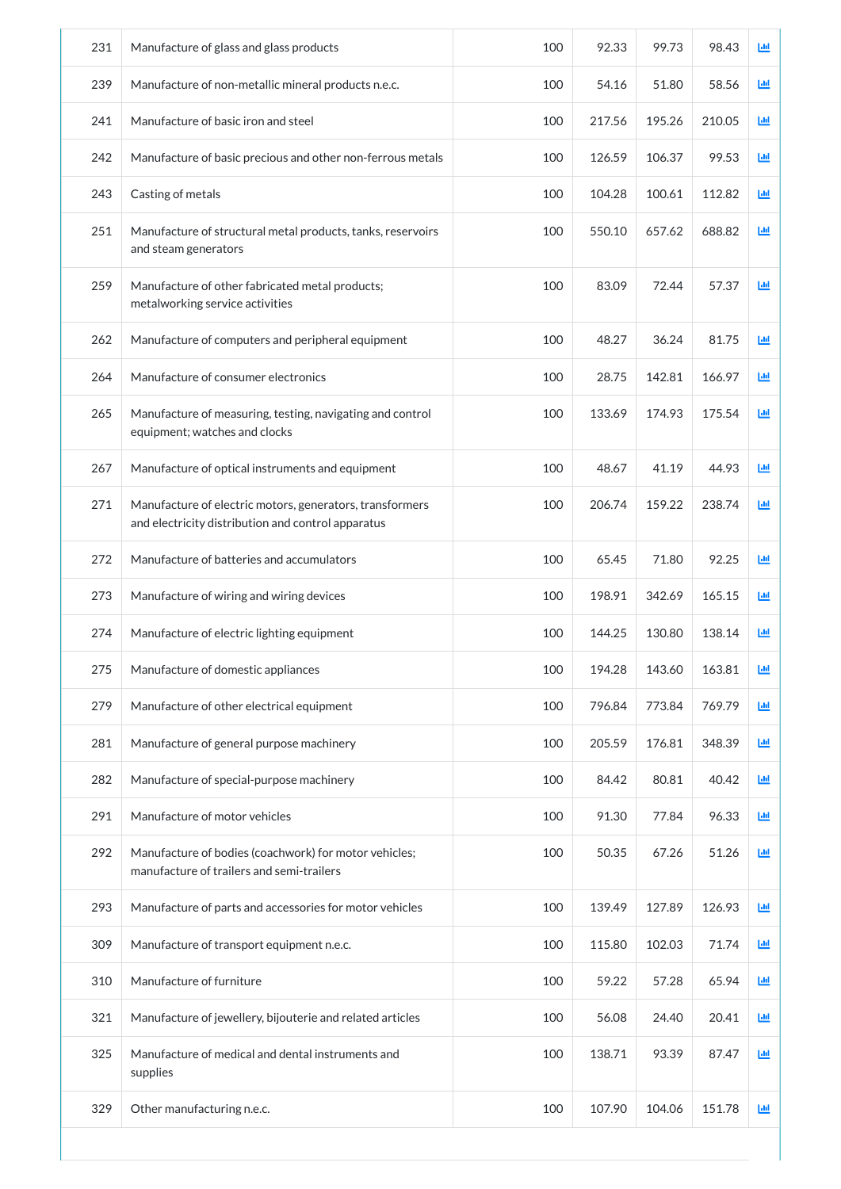| | | | | | | |
|---|---|---|---|---|---|---|
| 231 | Manufacture of glass and glass products | 100 | 92.33 | 99.73 | 98.43 | |
| 239 | Manufacture of non-metallic mineral products n.e.c. | 100 | 54.16 | 51.80 | 58.56 | |
| 241 | Manufacture of basic iron and steel | 100 | 217.56 | 195.26 | 210.05 | |
| 242 | Manufacture of basic precious and other non-ferrous metals | 100 | 126.59 | 106.37 | 99.53 | |
| 243 | Casting of metals | 100 | 104.28 | 100.61 | 112.82 | |
| 251 | Manufacture of structural metal products, tanks, reservoirs and steam generators | 100 | 550.10 | 657.62 | 688.82 | |
| 259 | Manufacture of other fabricated metal products; metalworking service activities | 100 | 83.09 | 72.44 | 57.37 | |
| 262 | Manufacture of computers and peripheral equipment | 100 | 48.27 | 36.24 | 81.75 | |
| 264 | Manufacture of consumer electronics | 100 | 28.75 | 142.81 | 166.97 | |
| 265 | Manufacture of measuring, testing, navigating and control equipment; watches and clocks | 100 | 133.69 | 174.93 | 175.54 | |
| 267 | Manufacture of optical instruments and equipment | 100 | 48.67 | 41.19 | 44.93 | |
| 271 | Manufacture of electric motors, generators, transformers and electricity distribution and control apparatus | 100 | 206.74 | 159.22 | 238.74 | |
| 272 | Manufacture of batteries and accumulators | 100 | 65.45 | 71.80 | 92.25 | |
| 273 | Manufacture of wiring and wiring devices | 100 | 198.91 | 342.69 | 165.15 | |
| 274 | Manufacture of electric lighting equipment | 100 | 144.25 | 130.80 | 138.14 | |
| 275 | Manufacture of domestic appliances | 100 | 194.28 | 143.60 | 163.81 | |
| 279 | Manufacture of other electrical equipment | 100 | 796.84 | 773.84 | 769.79 | |
| 281 | Manufacture of general purpose machinery | 100 | 205.59 | 176.81 | 348.39 | |
| 282 | Manufacture of special-purpose machinery | 100 | 84.42 | 80.81 | 40.42 | |
| 291 | Manufacture of motor vehicles | 100 | 91.30 | 77.84 | 96.33 | |
| 292 | Manufacture of bodies (coachwork) for motor vehicles; manufacture of trailers and semi-trailers | 100 | 50.35 | 67.26 | 51.26 | |
| 293 | Manufacture of parts and accessories for motor vehicles | 100 | 139.49 | 127.89 | 126.93 | |
| 309 | Manufacture of transport equipment n.e.c. | 100 | 115.80 | 102.03 | 71.74 | |
| 310 | Manufacture of furniture | 100 | 59.22 | 57.28 | 65.94 | |
| 321 | Manufacture of jewellery, bijouterie and related articles | 100 | 56.08 | 24.40 | 20.41 | |
| 325 | Manufacture of medical and dental instruments and supplies | 100 | 138.71 | 93.39 | 87.47 | |
| 329 | Other manufacturing n.e.c. | 100 | 107.90 | 104.06 | 151.78 | |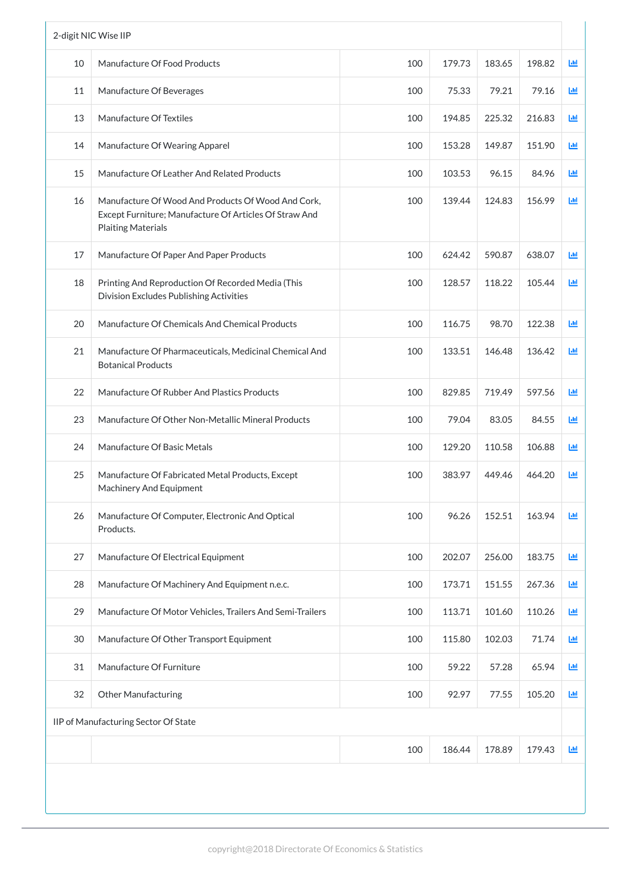| | | | | | | |
|---|---|---|---|---|---|---|
| 2-digit NIC Wise IIP | | | | | | |
| 10 | Manufacture Of Food Products | 100 | 179.73 | 183.65 | 198.82 | |
| 11 | Manufacture Of Beverages | 100 | 75.33 | 79.21 | 79.16 | |
| 13 | Manufacture Of Textiles | 100 | 194.85 | 225.32 | 216.83 | |
| 14 | Manufacture Of Wearing Apparel | 100 | 153.28 | 149.87 | 151.90 | |
| 15 | Manufacture Of Leather And Related Products | 100 | 103.53 | 96.15 | 84.96 | |
| 16 | Manufacture Of Wood And Products Of Wood And Cork, Except Furniture; Manufacture Of Articles Of Straw And Plaiting Materials | 100 | 139.44 | 124.83 | 156.99 | |
| 17 | Manufacture Of Paper And Paper Products | 100 | 624.42 | 590.87 | 638.07 | |
| 18 | Printing And Reproduction Of Recorded Media (This Division Excludes Publishing Activities | 100 | 128.57 | 118.22 | 105.44 | |
| 20 | Manufacture Of Chemicals And Chemical Products | 100 | 116.75 | 98.70 | 122.38 | |
| 21 | Manufacture Of Pharmaceuticals, Medicinal Chemical And Botanical Products | 100 | 133.51 | 146.48 | 136.42 | |
| 22 | Manufacture Of Rubber And Plastics Products | 100 | 829.85 | 719.49 | 597.56 | |
| 23 | Manufacture Of Other Non-Metallic Mineral Products | 100 | 79.04 | 83.05 | 84.55 | |
| 24 | Manufacture Of Basic Metals | 100 | 129.20 | 110.58 | 106.88 | |
| 25 | Manufacture Of Fabricated Metal Products, Except Machinery And Equipment | 100 | 383.97 | 449.46 | 464.20 | |
| 26 | Manufacture Of Computer, Electronic And Optical Products. | 100 | 96.26 | 152.51 | 163.94 | |
| 27 | Manufacture Of Electrical Equipment | 100 | 202.07 | 256.00 | 183.75 | |
| 28 | Manufacture Of Machinery And Equipment n.e.c. | 100 | 173.71 | 151.55 | 267.36 | |
| 29 | Manufacture Of Motor Vehicles, Trailers And Semi-Trailers | 100 | 113.71 | 101.60 | 110.26 | |
| 30 | Manufacture Of Other Transport Equipment | 100 | 115.80 | 102.03 | 71.74 | |
| 31 | Manufacture Of Furniture | 100 | 59.22 | 57.28 | 65.94 | |
| 32 | Other Manufacturing | 100 | 92.97 | 77.55 | 105.20 | |
| IIP of Manufacturing Sector Of State | | | | | | |
| | | 100 | 186.44 | 178.89 | 179.43 | |

copyright@2018 Directorate Of Economics & Statistics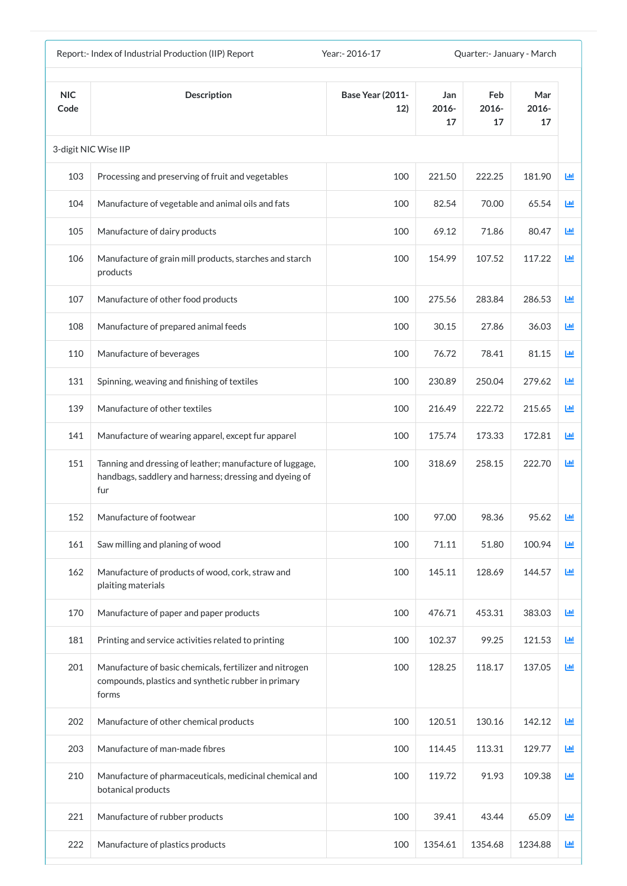Report:- Index of Industrial Production (IIP) Report | Year:- 2016-17 | Quarter:- January - March

| NIC Code | Description | Base Year (2011-12) | Jan 2016-17 | Feb 2016-17 | Mar 2016-17 |
|---|---|---|---|---|---|
| 3-digit NIC Wise IIP | | | | | |
| 103 | Processing and preserving of fruit and vegetables | 100 | 221.50 | 222.25 | 181.90 |
| 104 | Manufacture of vegetable and animal oils and fats | 100 | 82.54 | 70.00 | 65.54 |
| 105 | Manufacture of dairy products | 100 | 69.12 | 71.86 | 80.47 |
| 106 | Manufacture of grain mill products, starches and starch products | 100 | 154.99 | 107.52 | 117.22 |
| 107 | Manufacture of other food products | 100 | 275.56 | 283.84 | 286.53 |
| 108 | Manufacture of prepared animal feeds | 100 | 30.15 | 27.86 | 36.03 |
| 110 | Manufacture of beverages | 100 | 76.72 | 78.41 | 81.15 |
| 131 | Spinning, weaving and finishing of textiles | 100 | 230.89 | 250.04 | 279.62 |
| 139 | Manufacture of other textiles | 100 | 216.49 | 222.72 | 215.65 |
| 141 | Manufacture of wearing apparel, except fur apparel | 100 | 175.74 | 173.33 | 172.81 |
| 151 | Tanning and dressing of leather; manufacture of luggage, handbags, saddlery and harness; dressing and dyeing of fur | 100 | 318.69 | 258.15 | 222.70 |
| 152 | Manufacture of footwear | 100 | 97.00 | 98.36 | 95.62 |
| 161 | Saw milling and planing of wood | 100 | 71.11 | 51.80 | 100.94 |
| 162 | Manufacture of products of wood, cork, straw and plaiting materials | 100 | 145.11 | 128.69 | 144.57 |
| 170 | Manufacture of paper and paper products | 100 | 476.71 | 453.31 | 383.03 |
| 181 | Printing and service activities related to printing | 100 | 102.37 | 99.25 | 121.53 |
| 201 | Manufacture of basic chemicals, fertilizer and nitrogen compounds, plastics and synthetic rubber in primary forms | 100 | 128.25 | 118.17 | 137.05 |
| 202 | Manufacture of other chemical products | 100 | 120.51 | 130.16 | 142.12 |
| 203 | Manufacture of man-made fibres | 100 | 114.45 | 113.31 | 129.77 |
| 210 | Manufacture of pharmaceuticals, medicinal chemical and botanical products | 100 | 119.72 | 91.93 | 109.38 |
| 221 | Manufacture of rubber products | 100 | 39.41 | 43.44 | 65.09 |
| 222 | Manufacture of plastics products | 100 | 1354.61 | 1354.68 | 1234.88 |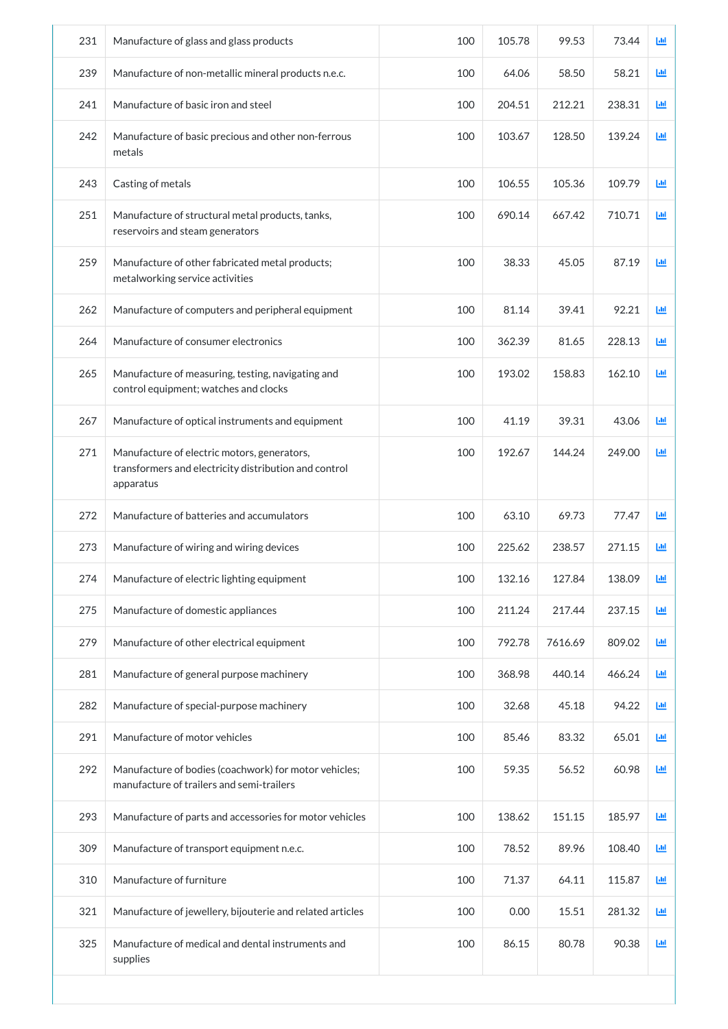| 231 | Manufacture of glass and glass products | 100 | 105.78 | 99.53 | 73.44 | |
|---|---|---|---|---|---|---|
| 239 | Manufacture of non-metallic mineral products n.e.c. | 100 | 64.06 | 58.50 | 58.21 | |
| 241 | Manufacture of basic iron and steel | 100 | 204.51 | 212.21 | 238.31 | |
| 242 | Manufacture of basic precious and other non-ferrous metals | 100 | 103.67 | 128.50 | 139.24 | |
| 243 | Casting of metals | 100 | 106.55 | 105.36 | 109.79 | |
| 251 | Manufacture of structural metal products, tanks, reservoirs and steam generators | 100 | 690.14 | 667.42 | 710.71 | |
| 259 | Manufacture of other fabricated metal products; metalworking service activities | 100 | 38.33 | 45.05 | 87.19 | |
| 262 | Manufacture of computers and peripheral equipment | 100 | 81.14 | 39.41 | 92.21 | |
| 264 | Manufacture of consumer electronics | 100 | 362.39 | 81.65 | 228.13 | |
| 265 | Manufacture of measuring, testing, navigating and control equipment; watches and clocks | 100 | 193.02 | 158.83 | 162.10 | |
| 267 | Manufacture of optical instruments and equipment | 100 | 41.19 | 39.31 | 43.06 | |
| 271 | Manufacture of electric motors, generators, transformers and electricity distribution and control apparatus | 100 | 192.67 | 144.24 | 249.00 | |
| 272 | Manufacture of batteries and accumulators | 100 | 63.10 | 69.73 | 77.47 | |
| 273 | Manufacture of wiring and wiring devices | 100 | 225.62 | 238.57 | 271.15 | |
| 274 | Manufacture of electric lighting equipment | 100 | 132.16 | 127.84 | 138.09 | |
| 275 | Manufacture of domestic appliances | 100 | 211.24 | 217.44 | 237.15 | |
| 279 | Manufacture of other electrical equipment | 100 | 792.78 | 7616.69 | 809.02 | |
| 281 | Manufacture of general purpose machinery | 100 | 368.98 | 440.14 | 466.24 | |
| 282 | Manufacture of special-purpose machinery | 100 | 32.68 | 45.18 | 94.22 | |
| 291 | Manufacture of motor vehicles | 100 | 85.46 | 83.32 | 65.01 | |
| 292 | Manufacture of bodies (coachwork) for motor vehicles; manufacture of trailers and semi-trailers | 100 | 59.35 | 56.52 | 60.98 | |
| 293 | Manufacture of parts and accessories for motor vehicles | 100 | 138.62 | 151.15 | 185.97 | |
| 309 | Manufacture of transport equipment n.e.c. | 100 | 78.52 | 89.96 | 108.40 | |
| 310 | Manufacture of furniture | 100 | 71.37 | 64.11 | 115.87 | |
| 321 | Manufacture of jewellery, bijouterie and related articles | 100 | 0.00 | 15.51 | 281.32 | |
| 325 | Manufacture of medical and dental instruments and supplies | 100 | 86.15 | 80.78 | 90.38 | |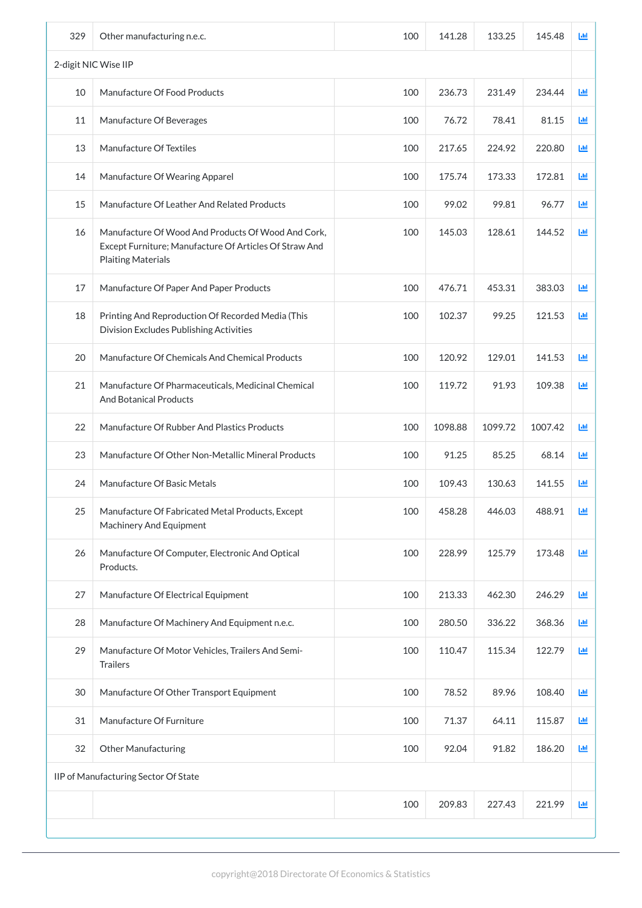| | | | | | | |
|---|---|---|---|---|---|---|
| 329 | Other manufacturing n.e.c. | 100 | 141.28 | 133.25 | 145.48 | |
| 2-digit NIC Wise IIP | | | | | | |
| 10 | Manufacture Of Food Products | 100 | 236.73 | 231.49 | 234.44 | |
| 11 | Manufacture Of Beverages | 100 | 76.72 | 78.41 | 81.15 | |
| 13 | Manufacture Of Textiles | 100 | 217.65 | 224.92 | 220.80 | |
| 14 | Manufacture Of Wearing Apparel | 100 | 175.74 | 173.33 | 172.81 | |
| 15 | Manufacture Of Leather And Related Products | 100 | 99.02 | 99.81 | 96.77 | |
| 16 | Manufacture Of Wood And Products Of Wood And Cork, Except Furniture; Manufacture Of Articles Of Straw And Plaiting Materials | 100 | 145.03 | 128.61 | 144.52 | |
| 17 | Manufacture Of Paper And Paper Products | 100 | 476.71 | 453.31 | 383.03 | |
| 18 | Printing And Reproduction Of Recorded Media (This Division Excludes Publishing Activities | 100 | 102.37 | 99.25 | 121.53 | |
| 20 | Manufacture Of Chemicals And Chemical Products | 100 | 120.92 | 129.01 | 141.53 | |
| 21 | Manufacture Of Pharmaceuticals, Medicinal Chemical And Botanical Products | 100 | 119.72 | 91.93 | 109.38 | |
| 22 | Manufacture Of Rubber And Plastics Products | 100 | 1098.88 | 1099.72 | 1007.42 | |
| 23 | Manufacture Of Other Non-Metallic Mineral Products | 100 | 91.25 | 85.25 | 68.14 | |
| 24 | Manufacture Of Basic Metals | 100 | 109.43 | 130.63 | 141.55 | |
| 25 | Manufacture Of Fabricated Metal Products, Except Machinery And Equipment | 100 | 458.28 | 446.03 | 488.91 | |
| 26 | Manufacture Of Computer, Electronic And Optical Products. | 100 | 228.99 | 125.79 | 173.48 | |
| 27 | Manufacture Of Electrical Equipment | 100 | 213.33 | 462.30 | 246.29 | |
| 28 | Manufacture Of Machinery And Equipment n.e.c. | 100 | 280.50 | 336.22 | 368.36 | |
| 29 | Manufacture Of Motor Vehicles, Trailers And Semi-Trailers | 100 | 110.47 | 115.34 | 122.79 | |
| 30 | Manufacture Of Other Transport Equipment | 100 | 78.52 | 89.96 | 108.40 | |
| 31 | Manufacture Of Furniture | 100 | 71.37 | 64.11 | 115.87 | |
| 32 | Other Manufacturing | 100 | 92.04 | 91.82 | 186.20 | |
| IIP of Manufacturing Sector Of State | | | | | | |
| | | 100 | 209.83 | 227.43 | 221.99 | |

copyright@2018 Directorate Of Economics & Statistics